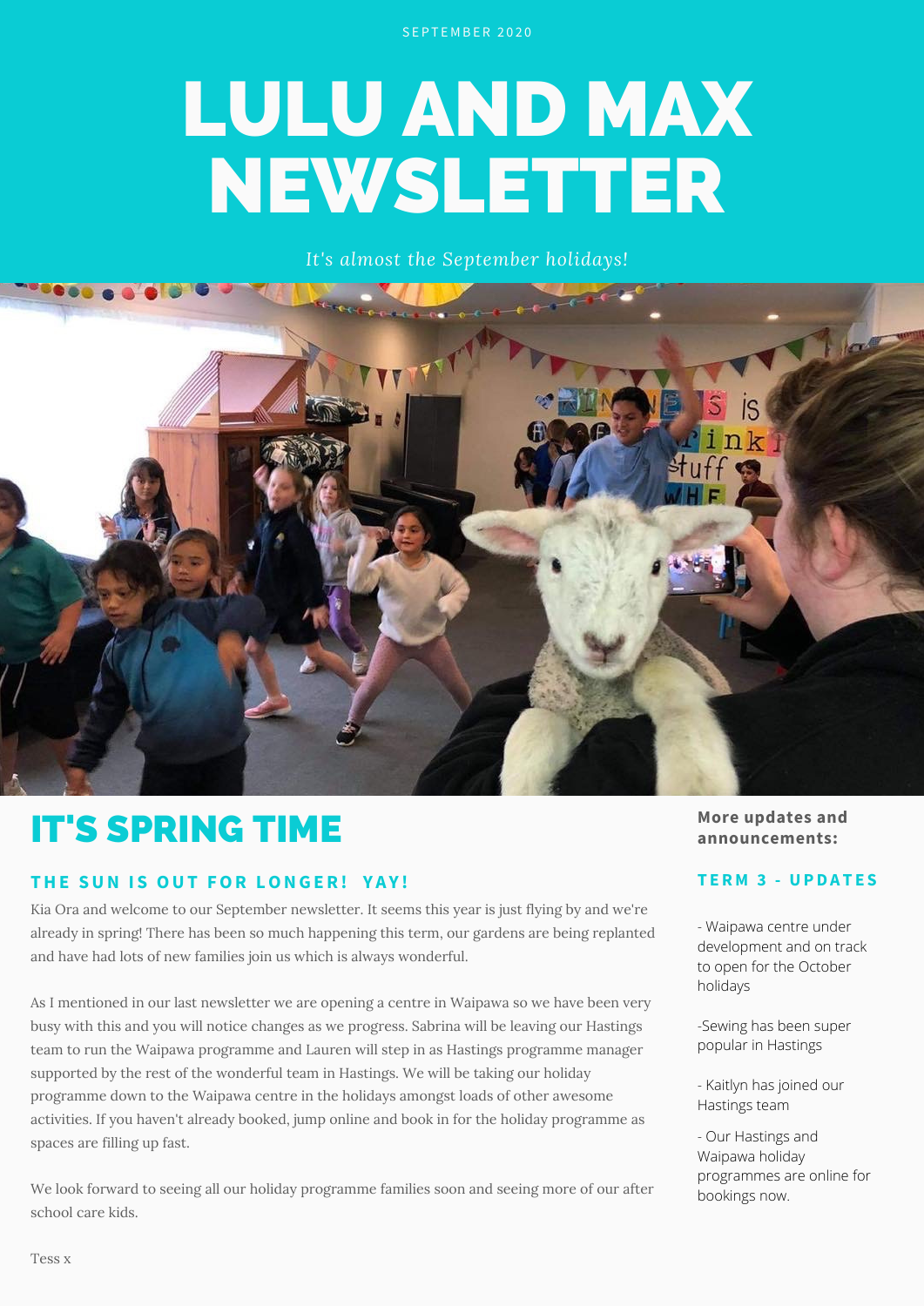SEPTEMBER 2020

# LULU AND MAX NEWSLETTER

*It's almost the September holidays!*

## IT'S SPRING TIME

### THE SUN IS OUT FOR LONGER! YAY!

Kia Ora and welcome to our September newsletter. It seems this year is just flying by and we're already in spring! There has been so much happening this term, our gardens are being replanted and have had lots of new families join us which is always wonderful.

As I mentioned in our last newsletter we are opening a centre in Waipawa so we have been very busy with this and you will notice changes as we progress. Sabrina will be leaving our Hastings team to run the Waipawa programme and Lauren will step in as Hastings programme manager supported by the rest of the wonderful team in Hastings. We will be taking our holiday programme down to the Waipawa centre in the holidays amongst loads of other awesome activities. If you haven't already booked, jump online and book in for the holiday programme as spaces are filling up fast.

We look forward to seeing all our holiday programme families soon and seeing more of our after school care kids.

Tess x

**More updates and announcements:**

### TERM 3 - UPDATES

- Waipawa centre under development and on track to open for the October holidays

-Sewing has been super popular in Hastings

- Kaitlyn has joined our Hastings team

- Our Hastings and Waipawa holiday programmes are online for bookings now.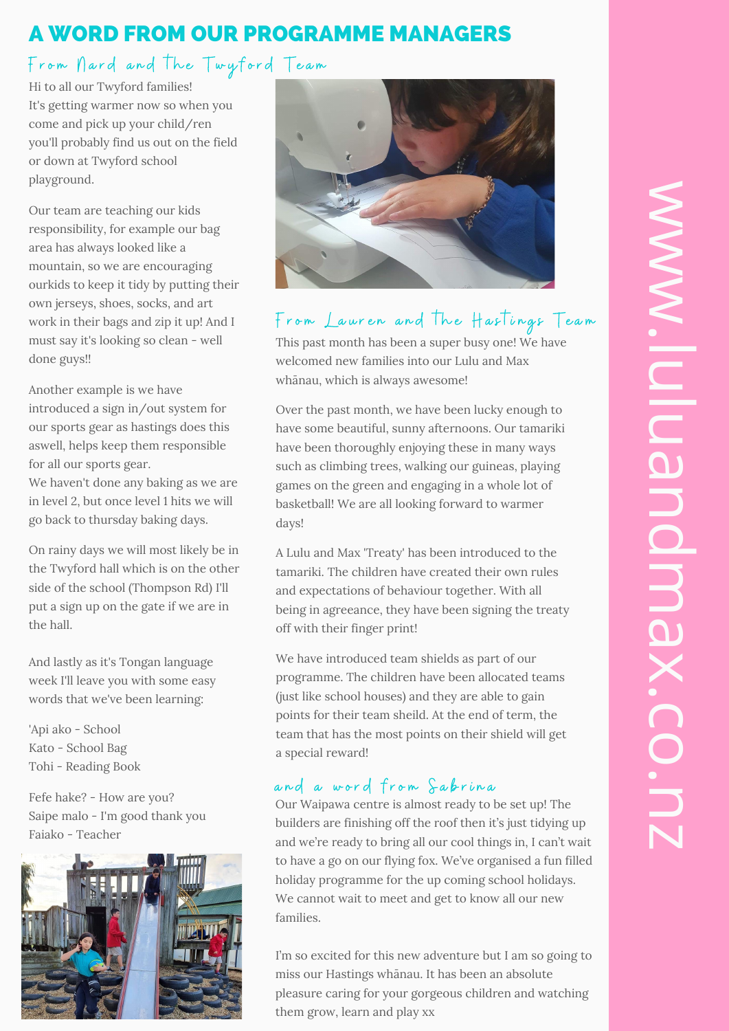# A WORD FROM OUR PROGRAMME MANAGERS

## From Nard and The Twyford Team

Hi to all our Twyford families!
It's getting warmer now so when you come and pick up your child/ren you'll probably find us out on the field or down at Twyford school playground.

Our team are teaching our kids responsibility, for example our bag area has always looked like a mountain, so we are encouraging ourkids to keep it tidy by putting their own jerseys, shoes, socks, and art work in their bags and zip it up! And I must say it's looking so clean - well done guys!!

Another example is we have introduced a sign in/out system for our sports gear as hastings does this aswell, helps keep them responsible for all our sports gear.
We haven't done any baking as we are in level 2, but once level 1 hits we will go back to thursday baking days.

On rainy days we will most likely be in the Twyford hall which is on the other side of the school (Thompson Rd) I'll put a sign up on the gate if we are in the hall.

And lastly as it's Tongan language week I'll leave you with some easy words that we've been learning:

'Api ako - School
Kato - School Bag
Tohi - Reading Book

Fefe hake? - How are you?
Saipe malo - I'm good thank you
Faiako - Teacher

## From Lauren and The Hastings Team

This past month has been a super busy one! We have welcomed new families into our Lulu and Max whānau, which is always awesome!

Over the past month, we have been lucky enough to have some beautiful, sunny afternoons. Our tamariki have been thoroughly enjoying these in many ways such as climbing trees, walking our guineas, playing games on the green and engaging in a whole lot of basketball! We are all looking forward to warmer days!

A Lulu and Max 'Treaty' has been introduced to the tamariki. The children have created their own rules and expectations of behaviour together. With all being in agreeance, they have been signing the treaty off with their finger print!

We have introduced team shields as part of our programme. The children have been allocated teams (just like school houses) and they are able to gain points for their team sheild. At the end of term, the team that has the most points on their shield will get a special reward!

## and a word from Sabrina

Our Waipawa centre is almost ready to be set up! The builders are finishing off the roof then it's just tidying up and we're ready to bring all our cool things in, I can't wait to have a go on our flying fox. We've organised a fun filled holiday programme for the up coming school holidays. We cannot wait to meet and get to know all our new families.

I'm so excited for this new adventure but I am so going to miss our Hastings whānau. It has been an absolute pleasure caring for your gorgeous children and watching them grow, learn and play xx

www.luluandmax.co.nz